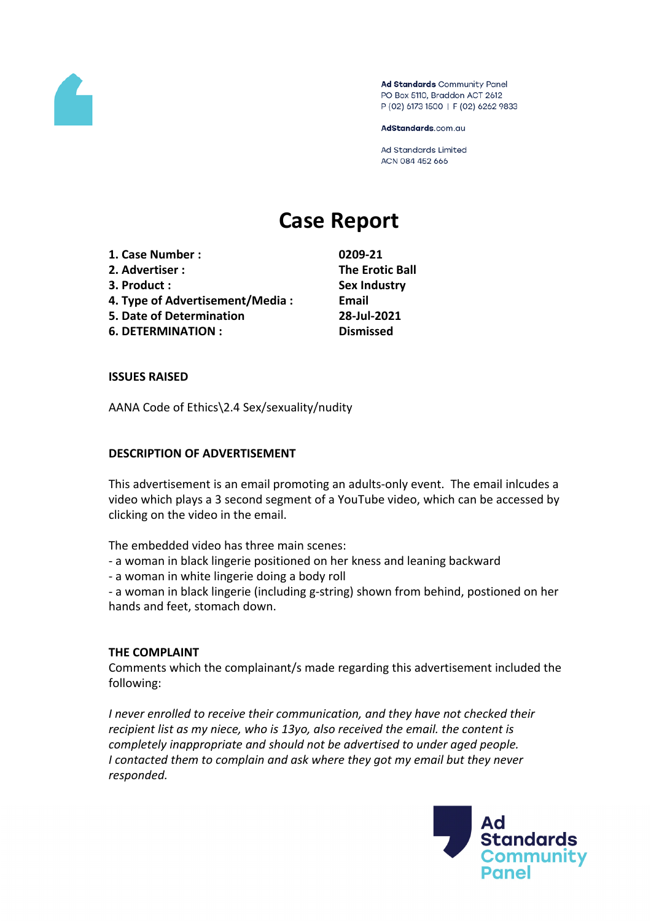Ad Standards Community Panel
PO Box 5110, Braddon ACT 2612
P (02) 6173 1500 | F (02) 6262 9833

AdStandards.com.au

Ad Standards Limited
ACN 084 452 666

# Case Report

| | |
|---|---|
| **1. Case Number :** | **0209-21** |
| **2. Advertiser :** | **The Erotic Ball** |
| **3. Product :** | **Sex Industry** |
| **4. Type of Advertisement/Media :** | **Email** |
| **5. Date of Determination** | **28-Jul-2021** |
| **6. DETERMINATION :** | **Dismissed** |

**ISSUES RAISED**

AANA Code of Ethics\2.4 Sex/sexuality/nudity

**DESCRIPTION OF ADVERTISEMENT**

This advertisement is an email promoting an adults-only event. The email inlcudes a video which plays a 3 second segment of a YouTube video, which can be accessed by clicking on the video in the email.

The embedded video has three main scenes:
- a woman in black lingerie positioned on her kness and leaning backward
- a woman in white lingerie doing a body roll
- a woman in black lingerie (including g-string) shown from behind, postioned on her hands and feet, stomach down.

**THE COMPLAINT**

Comments which the complainant/s made regarding this advertisement included the following:

*I never enrolled to receive their communication, and they have not checked their recipient list as my niece, who is 13yo, also received the email. the content is completely inappropriate and should not be advertised to under aged people. I contacted them to complain and ask where they got my email but they never responded.*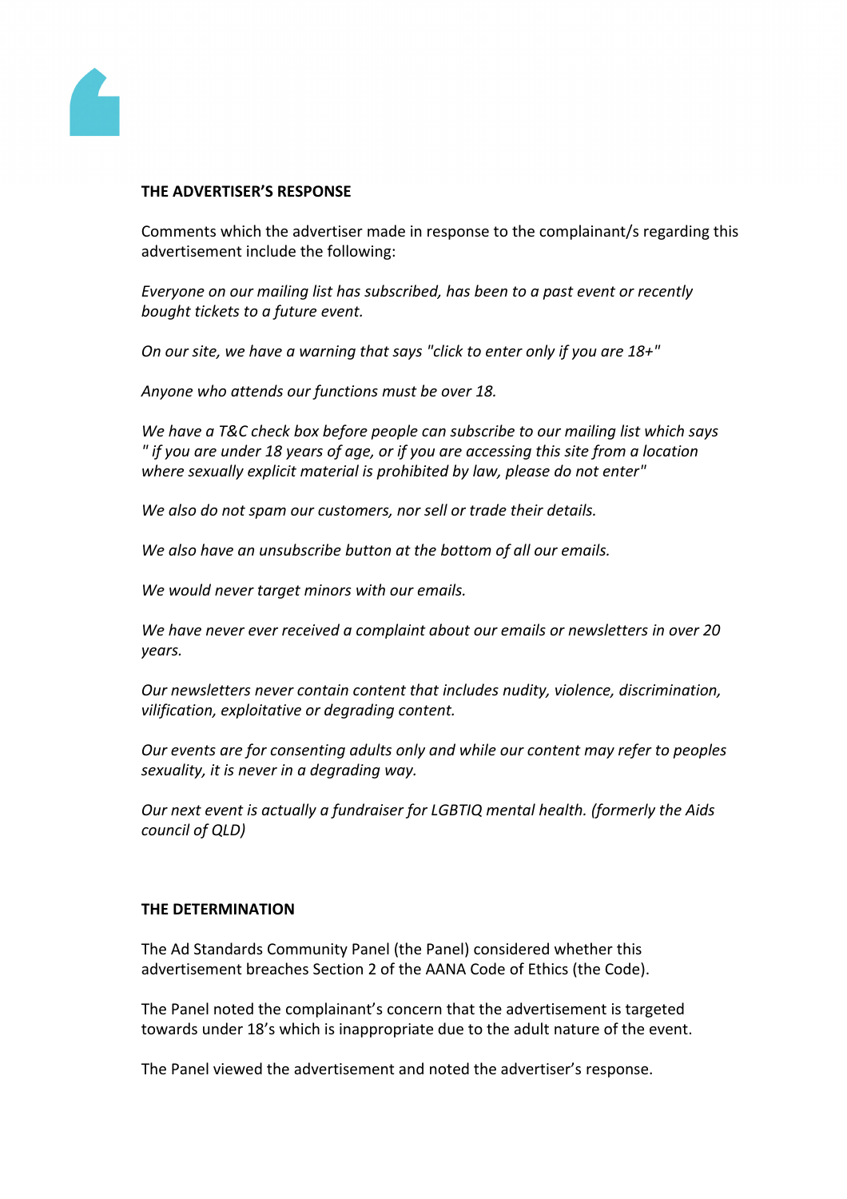**THE ADVERTISER'S RESPONSE**

Comments which the advertiser made in response to the complainant/s regarding this advertisement include the following:

*Everyone on our mailing list has subscribed, has been to a past event or recently bought tickets to a future event.*

*On our site, we have a warning that says "click to enter only if you are 18+"*

*Anyone who attends our functions must be over 18.*

*We have a T&C check box before people can subscribe to our mailing list which says " if you are under 18 years of age, or if you are accessing this site from a location where sexually explicit material is prohibited by law, please do not enter"*

*We also do not spam our customers, nor sell or trade their details.*

*We also have an unsubscribe button at the bottom of all our emails.*

*We would never target minors with our emails.*

*We have never ever received a complaint about our emails or newsletters in over 20 years.*

*Our newsletters never contain content that includes nudity, violence, discrimination, vilification, exploitative or degrading content.*

*Our events are for consenting adults only and while our content may refer to peoples sexuality, it is never in a degrading way.*

*Our next event is actually a fundraiser for LGBTIQ mental health. (formerly the Aids council of QLD)*

**THE DETERMINATION**

The Ad Standards Community Panel (the Panel) considered whether this advertisement breaches Section 2 of the AANA Code of Ethics (the Code).

The Panel noted the complainant's concern that the advertisement is targeted towards under 18's which is inappropriate due to the adult nature of the event.

The Panel viewed the advertisement and noted the advertiser's response.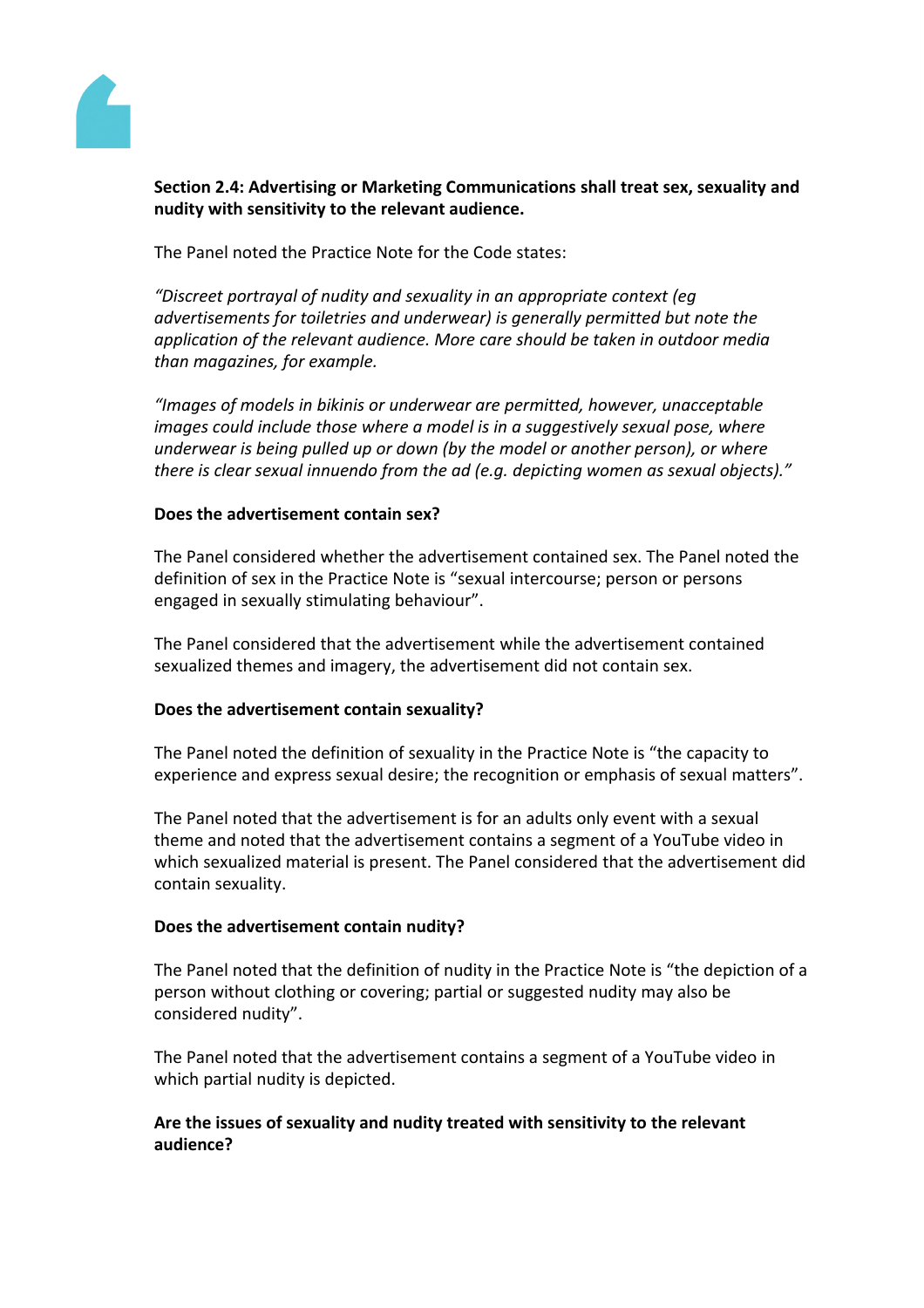**Section 2.4: Advertising or Marketing Communications shall treat sex, sexuality and nudity with sensitivity to the relevant audience.**

The Panel noted the Practice Note for the Code states:

*"Discreet portrayal of nudity and sexuality in an appropriate context (eg advertisements for toiletries and underwear) is generally permitted but note the application of the relevant audience. More care should be taken in outdoor media than magazines, for example.*

*"Images of models in bikinis or underwear are permitted, however, unacceptable images could include those where a model is in a suggestively sexual pose, where underwear is being pulled up or down (by the model or another person), or where there is clear sexual innuendo from the ad (e.g. depicting women as sexual objects)."*

**Does the advertisement contain sex?**

The Panel considered whether the advertisement contained sex. The Panel noted the definition of sex in the Practice Note is "sexual intercourse; person or persons engaged in sexually stimulating behaviour".

The Panel considered that the advertisement while the advertisement contained sexualized themes and imagery, the advertisement did not contain sex.

**Does the advertisement contain sexuality?**

The Panel noted the definition of sexuality in the Practice Note is "the capacity to experience and express sexual desire; the recognition or emphasis of sexual matters".

The Panel noted that the advertisement is for an adults only event with a sexual theme and noted that the advertisement contains a segment of a YouTube video in which sexualized material is present. The Panel considered that the advertisement did contain sexuality.

**Does the advertisement contain nudity?**

The Panel noted that the definition of nudity in the Practice Note is "the depiction of a person without clothing or covering; partial or suggested nudity may also be considered nudity".

The Panel noted that the advertisement contains a segment of a YouTube video in which partial nudity is depicted.

**Are the issues of sexuality and nudity treated with sensitivity to the relevant audience?**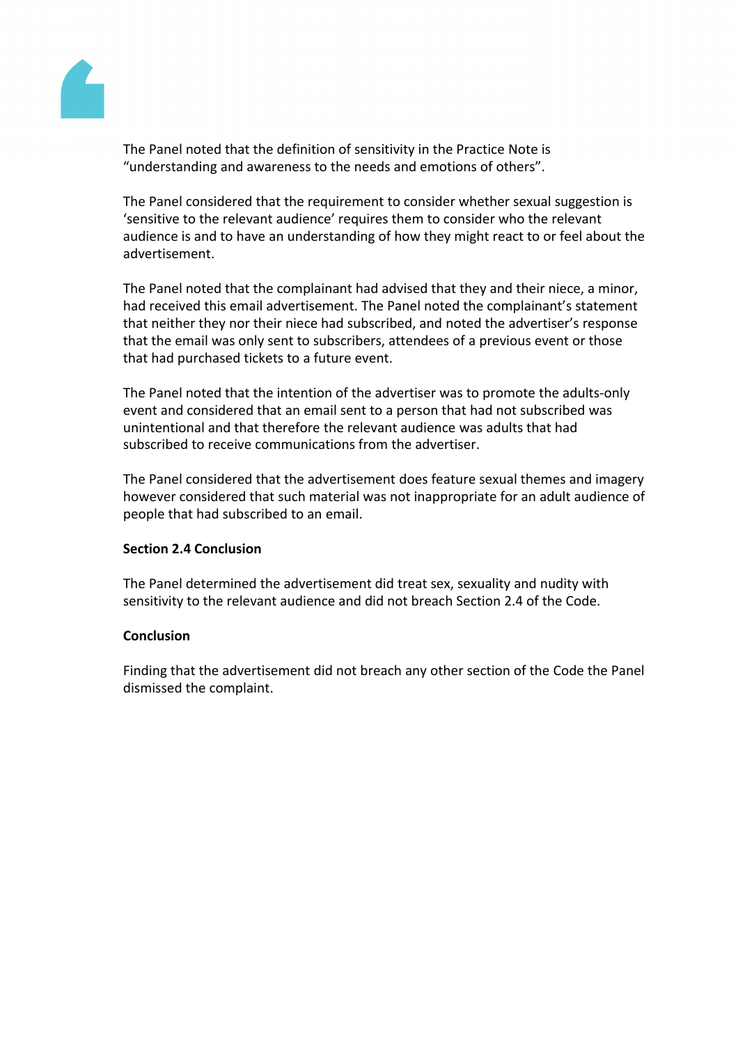The Panel noted that the definition of sensitivity in the Practice Note is “understanding and awareness to the needs and emotions of others”.

The Panel considered that the requirement to consider whether sexual suggestion is ‘sensitive to the relevant audience’ requires them to consider who the relevant audience is and to have an understanding of how they might react to or feel about the advertisement.

The Panel noted that the complainant had advised that they and their niece, a minor, had received this email advertisement. The Panel noted the complainant’s statement that neither they nor their niece had subscribed, and noted the advertiser’s response that the email was only sent to subscribers, attendees of a previous event or those that had purchased tickets to a future event.

The Panel noted that the intention of the advertiser was to promote the adults-only event and considered that an email sent to a person that had not subscribed was unintentional and that therefore the relevant audience was adults that had subscribed to receive communications from the advertiser.

The Panel considered that the advertisement does feature sexual themes and imagery however considered that such material was not inappropriate for an adult audience of people that had subscribed to an email.

**Section 2.4 Conclusion**

The Panel determined the advertisement did treat sex, sexuality and nudity with sensitivity to the relevant audience and did not breach Section 2.4 of the Code.

**Conclusion**

Finding that the advertisement did not breach any other section of the Code the Panel dismissed the complaint.